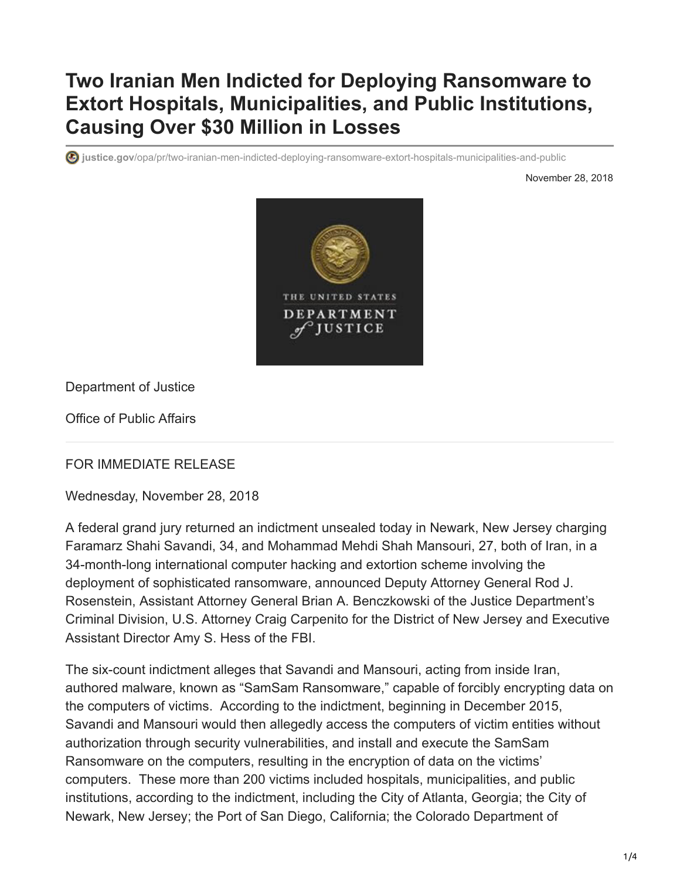# Two Iranian Men Indicted for Deploying Ransomware to Extort Hospitals, Municipalities, and Public Institutions, Causing Over $30 Million in Losses

justice.gov/opa/pr/two-iranian-men-indicted-deploying-ransomware-extort-hospitals-municipalities-and-public

November 28, 2018

Department of Justice

Office of Public Affairs

FOR IMMEDIATE RELEASE

Wednesday, November 28, 2018

A federal grand jury returned an indictment unsealed today in Newark, New Jersey charging Faramarz Shahi Savandi, 34, and Mohammad Mehdi Shah Mansouri, 27, both of Iran, in a 34-month-long international computer hacking and extortion scheme involving the deployment of sophisticated ransomware, announced Deputy Attorney General Rod J. Rosenstein, Assistant Attorney General Brian A. Benczkowski of the Justice Department's Criminal Division, U.S. Attorney Craig Carpenito for the District of New Jersey and Executive Assistant Director Amy S. Hess of the FBI.

The six-count indictment alleges that Savandi and Mansouri, acting from inside Iran, authored malware, known as "SamSam Ransomware," capable of forcibly encrypting data on the computers of victims. According to the indictment, beginning in December 2015, Savandi and Mansouri would then allegedly access the computers of victim entities without authorization through security vulnerabilities, and install and execute the SamSam Ransomware on the computers, resulting in the encryption of data on the victims' computers. These more than 200 victims included hospitals, municipalities, and public institutions, according to the indictment, including the City of Atlanta, Georgia; the City of Newark, New Jersey; the Port of San Diego, California; the Colorado Department of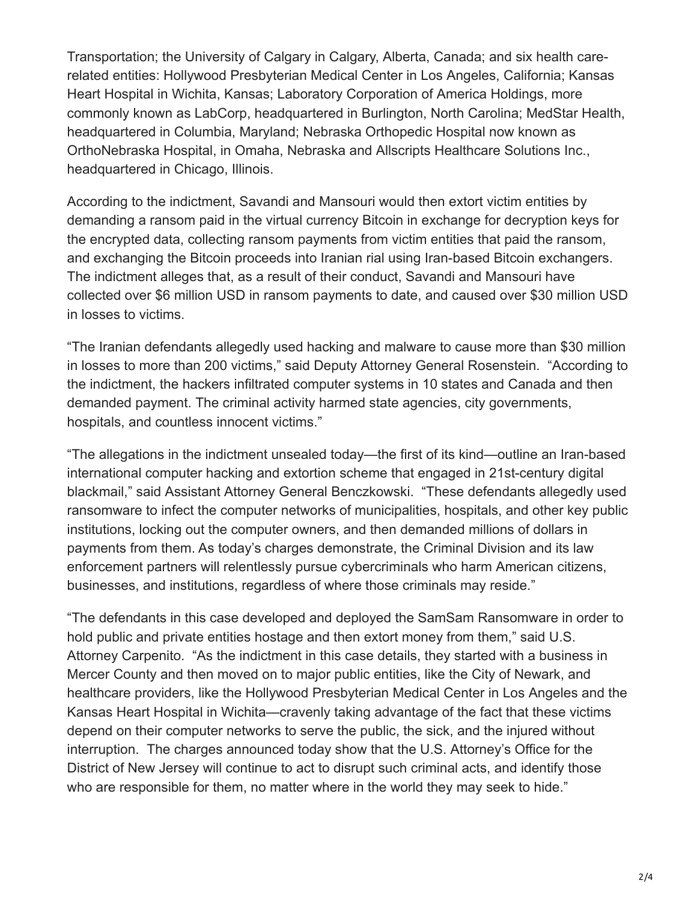Transportation; the University of Calgary in Calgary, Alberta, Canada; and six health care-related entities: Hollywood Presbyterian Medical Center in Los Angeles, California; Kansas Heart Hospital in Wichita, Kansas; Laboratory Corporation of America Holdings, more commonly known as LabCorp, headquartered in Burlington, North Carolina; MedStar Health, headquartered in Columbia, Maryland; Nebraska Orthopedic Hospital now known as OrthoNebraska Hospital, in Omaha, Nebraska and Allscripts Healthcare Solutions Inc., headquartered in Chicago, Illinois.

According to the indictment, Savandi and Mansouri would then extort victim entities by demanding a ransom paid in the virtual currency Bitcoin in exchange for decryption keys for the encrypted data, collecting ransom payments from victim entities that paid the ransom, and exchanging the Bitcoin proceeds into Iranian rial using Iran-based Bitcoin exchangers. The indictment alleges that, as a result of their conduct, Savandi and Mansouri have collected over $6 million USD in ransom payments to date, and caused over $30 million USD in losses to victims.

"The Iranian defendants allegedly used hacking and malware to cause more than $30 million in losses to more than 200 victims," said Deputy Attorney General Rosenstein. "According to the indictment, the hackers infiltrated computer systems in 10 states and Canada and then demanded payment. The criminal activity harmed state agencies, city governments, hospitals, and countless innocent victims."

"The allegations in the indictment unsealed today—the first of its kind—outline an Iran-based international computer hacking and extortion scheme that engaged in 21st-century digital blackmail," said Assistant Attorney General Benczkowski. "These defendants allegedly used ransomware to infect the computer networks of municipalities, hospitals, and other key public institutions, locking out the computer owners, and then demanded millions of dollars in payments from them. As today's charges demonstrate, the Criminal Division and its law enforcement partners will relentlessly pursue cybercriminals who harm American citizens, businesses, and institutions, regardless of where those criminals may reside."

"The defendants in this case developed and deployed the SamSam Ransomware in order to hold public and private entities hostage and then extort money from them," said U.S. Attorney Carpenito. "As the indictment in this case details, they started with a business in Mercer County and then moved on to major public entities, like the City of Newark, and healthcare providers, like the Hollywood Presbyterian Medical Center in Los Angeles and the Kansas Heart Hospital in Wichita—cravenly taking advantage of the fact that these victims depend on their computer networks to serve the public, the sick, and the injured without interruption. The charges announced today show that the U.S. Attorney's Office for the District of New Jersey will continue to act to disrupt such criminal acts, and identify those who are responsible for them, no matter where in the world they may seek to hide."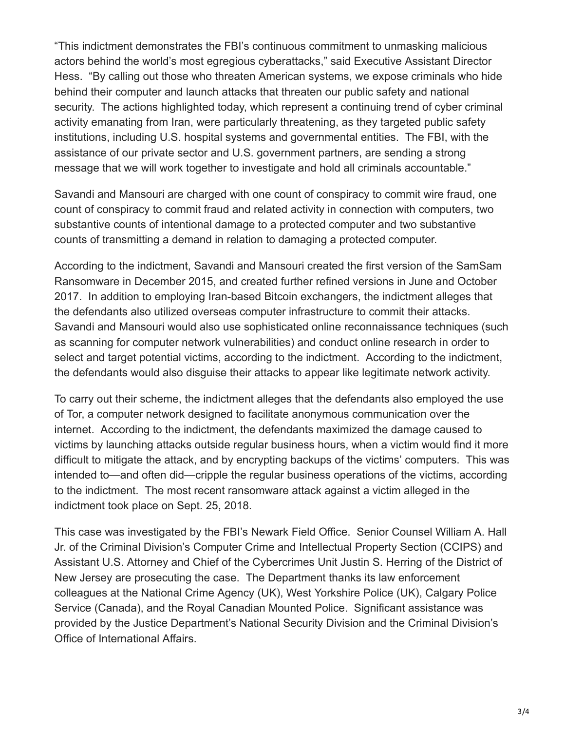"This indictment demonstrates the FBI's continuous commitment to unmasking malicious actors behind the world's most egregious cyberattacks," said Executive Assistant Director Hess. "By calling out those who threaten American systems, we expose criminals who hide behind their computer and launch attacks that threaten our public safety and national security. The actions highlighted today, which represent a continuing trend of cyber criminal activity emanating from Iran, were particularly threatening, as they targeted public safety institutions, including U.S. hospital systems and governmental entities. The FBI, with the assistance of our private sector and U.S. government partners, are sending a strong message that we will work together to investigate and hold all criminals accountable."

Savandi and Mansouri are charged with one count of conspiracy to commit wire fraud, one count of conspiracy to commit fraud and related activity in connection with computers, two substantive counts of intentional damage to a protected computer and two substantive counts of transmitting a demand in relation to damaging a protected computer.

According to the indictment, Savandi and Mansouri created the first version of the SamSam Ransomware in December 2015, and created further refined versions in June and October 2017. In addition to employing Iran-based Bitcoin exchangers, the indictment alleges that the defendants also utilized overseas computer infrastructure to commit their attacks. Savandi and Mansouri would also use sophisticated online reconnaissance techniques (such as scanning for computer network vulnerabilities) and conduct online research in order to select and target potential victims, according to the indictment. According to the indictment, the defendants would also disguise their attacks to appear like legitimate network activity.

To carry out their scheme, the indictment alleges that the defendants also employed the use of Tor, a computer network designed to facilitate anonymous communication over the internet. According to the indictment, the defendants maximized the damage caused to victims by launching attacks outside regular business hours, when a victim would find it more difficult to mitigate the attack, and by encrypting backups of the victims' computers. This was intended to—and often did—cripple the regular business operations of the victims, according to the indictment. The most recent ransomware attack against a victim alleged in the indictment took place on Sept. 25, 2018.

This case was investigated by the FBI's Newark Field Office. Senior Counsel William A. Hall Jr. of the Criminal Division's Computer Crime and Intellectual Property Section (CCIPS) and Assistant U.S. Attorney and Chief of the Cybercrimes Unit Justin S. Herring of the District of New Jersey are prosecuting the case. The Department thanks its law enforcement colleagues at the National Crime Agency (UK), West Yorkshire Police (UK), Calgary Police Service (Canada), and the Royal Canadian Mounted Police. Significant assistance was provided by the Justice Department's National Security Division and the Criminal Division's Office of International Affairs.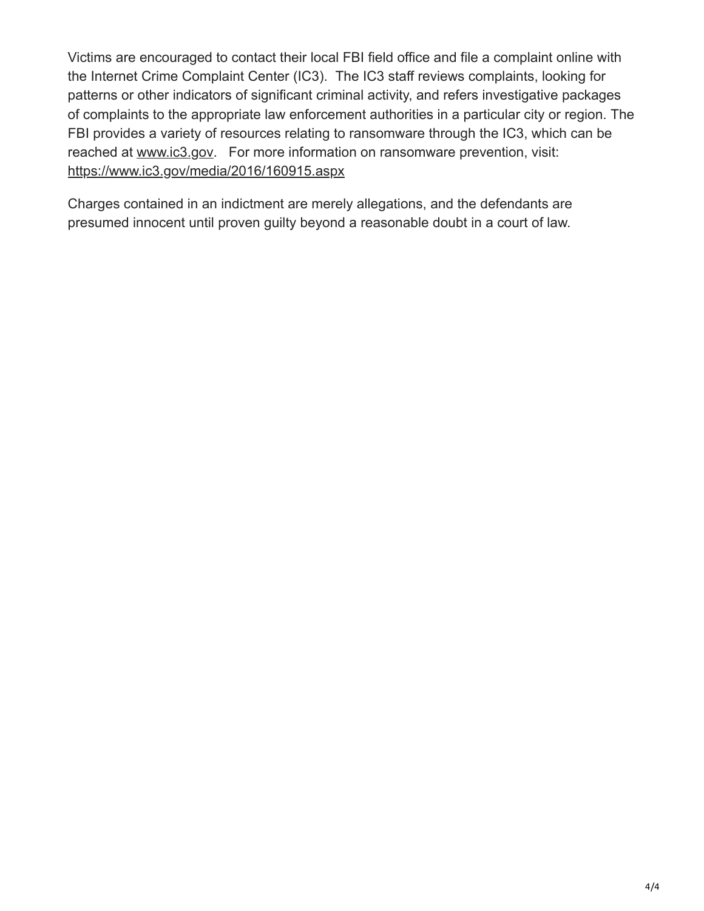Victims are encouraged to contact their local FBI field office and file a complaint online with the Internet Crime Complaint Center (IC3). The IC3 staff reviews complaints, looking for patterns or other indicators of significant criminal activity, and refers investigative packages of complaints to the appropriate law enforcement authorities in a particular city or region. The FBI provides a variety of resources relating to ransomware through the IC3, which can be reached at [www.ic3.gov](http://www.ic3.gov). For more information on ransomware prevention, visit: [https://www.ic3.gov/media/2016/160915.aspx](https://www.ic3.gov/media/2016/160915.aspx)

Charges contained in an indictment are merely allegations, and the defendants are presumed innocent until proven guilty beyond a reasonable doubt in a court of law.